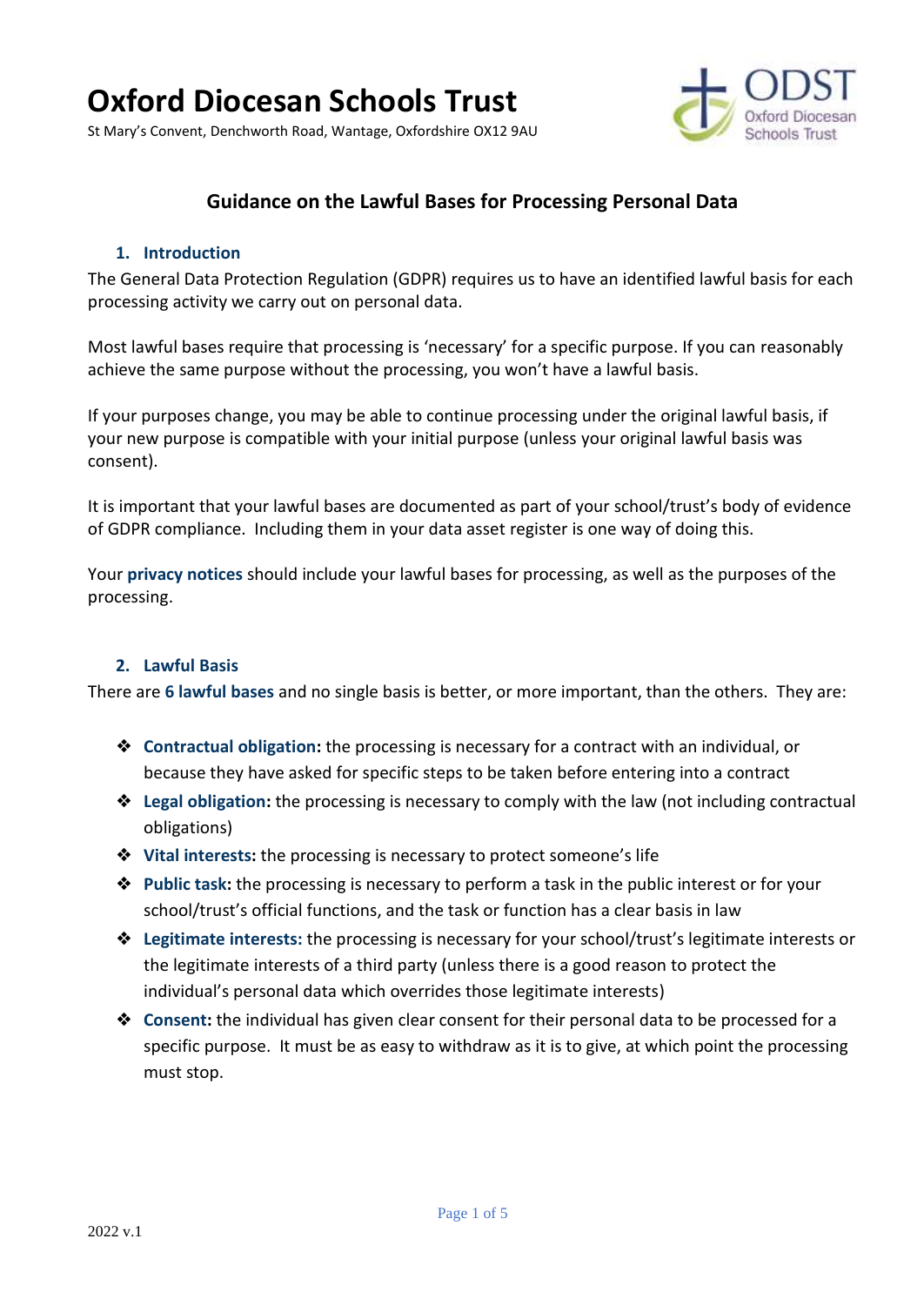# Oxford Diocesan Schools Trust

St Mary's Convent, Denchworth Road, Wantage, Oxfordshire OX12 9AU

## Guidance on the Lawful Bases for Processing Personal Data

### 1. Introduction

The General Data Protection Regulation (GDPR) requires us to have an identified lawful basis for each processing activity we carry out on personal data.

Most lawful bases require that processing is 'necessary' for a specific purpose. If you can reasonably achieve the same purpose without the processing, you won't have a lawful basis.

If your purposes change, you may be able to continue processing under the original lawful basis, if your new purpose is compatible with your initial purpose (unless your original lawful basis was consent).

It is important that your lawful bases are documented as part of your school/trust's body of evidence of GDPR compliance. Including them in your data asset register is one way of doing this.

Your **privacy notices** should include your lawful bases for processing, as well as the purposes of the processing.

### 2. Lawful Basis

There are **6 lawful bases** and no single basis is better, or more important, than the others. They are:

- **Contractual obligation:** the processing is necessary for a contract with an individual, or because they have asked for specific steps to be taken before entering into a contract
- **Legal obligation:** the processing is necessary to comply with the law (not including contractual obligations)
- **Vital interests:** the processing is necessary to protect someone's life
- **Public task:** the processing is necessary to perform a task in the public interest or for your school/trust's official functions, and the task or function has a clear basis in law
- **Legitimate interests:** the processing is necessary for your school/trust's legitimate interests or the legitimate interests of a third party (unless there is a good reason to protect the individual's personal data which overrides those legitimate interests)
- **Consent:** the individual has given clear consent for their personal data to be processed for a specific purpose. It must be as easy to withdraw as it is to give, at which point the processing must stop.

2022 v.1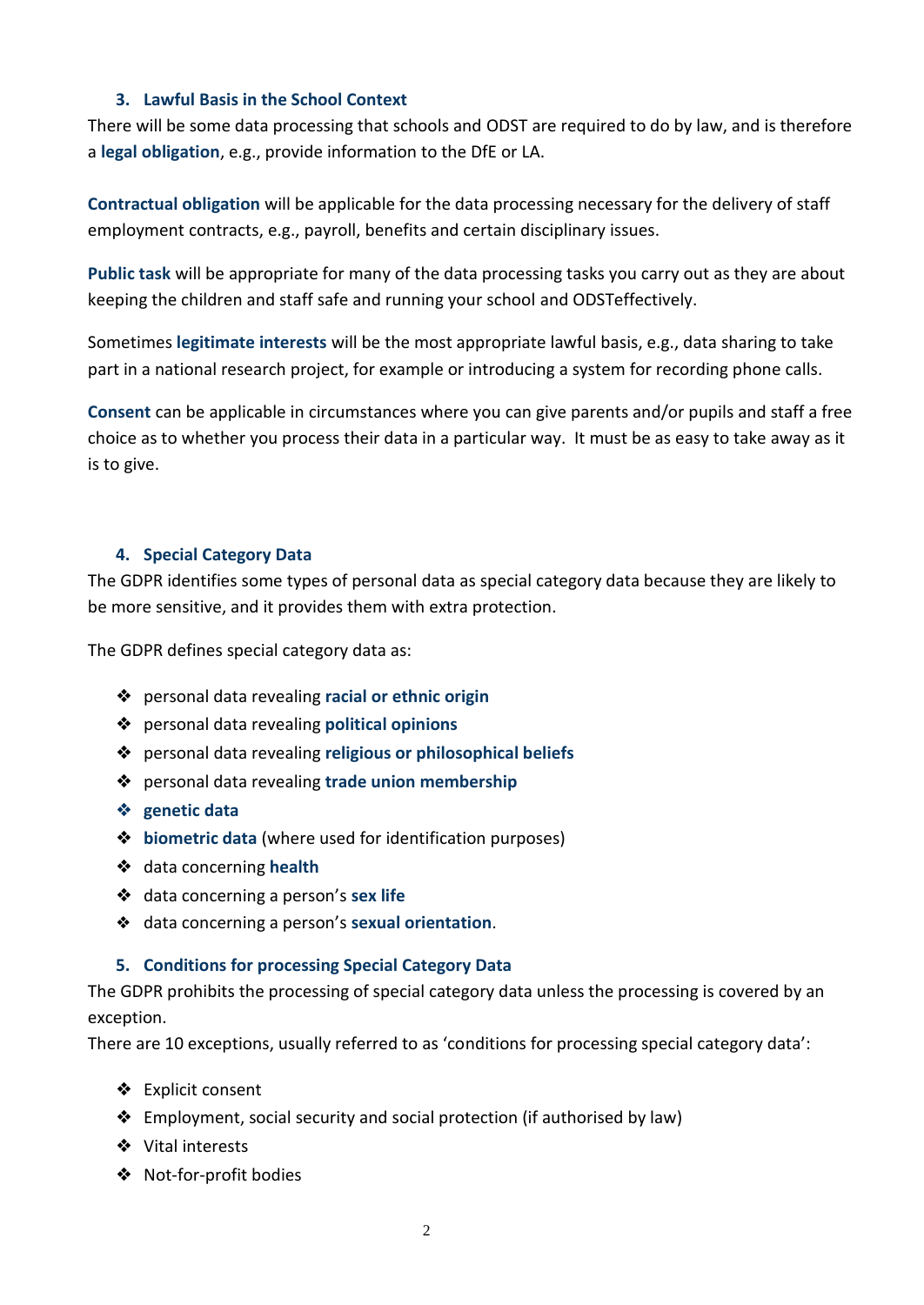### 3. Lawful Basis in the School Context

There will be some data processing that schools and ODST are required to do by law, and is therefore a **legal obligation**, e.g., provide information to the DfE or LA.

**Contractual obligation** will be applicable for the data processing necessary for the delivery of staff employment contracts, e.g., payroll, benefits and certain disciplinary issues.

**Public task** will be appropriate for many of the data processing tasks you carry out as they are about keeping the children and staff safe and running your school and ODSTeffectively.

Sometimes **legitimate interests** will be the most appropriate lawful basis, e.g., data sharing to take part in a national research project, for example or introducing a system for recording phone calls.

**Consent** can be applicable in circumstances where you can give parents and/or pupils and staff a free choice as to whether you process their data in a particular way. It must be as easy to take away as it is to give.

### 4. Special Category Data

The GDPR identifies some types of personal data as special category data because they are likely to be more sensitive, and it provides them with extra protection.

The GDPR defines special category data as:

- personal data revealing **racial or ethnic origin**
- personal data revealing **political opinions**
- personal data revealing **religious or philosophical beliefs**
- personal data revealing **trade union membership**
- **genetic data**
- **biometric data** (where used for identification purposes)
- data concerning **health**
- data concerning a person's **sex life**
- data concerning a person's **sexual orientation**.

### 5. Conditions for processing Special Category Data

The GDPR prohibits the processing of special category data unless the processing is covered by an exception.
There are 10 exceptions, usually referred to as 'conditions for processing special category data':

- Explicit consent
- Employment, social security and social protection (if authorised by law)
- Vital interests
- Not-for-profit bodies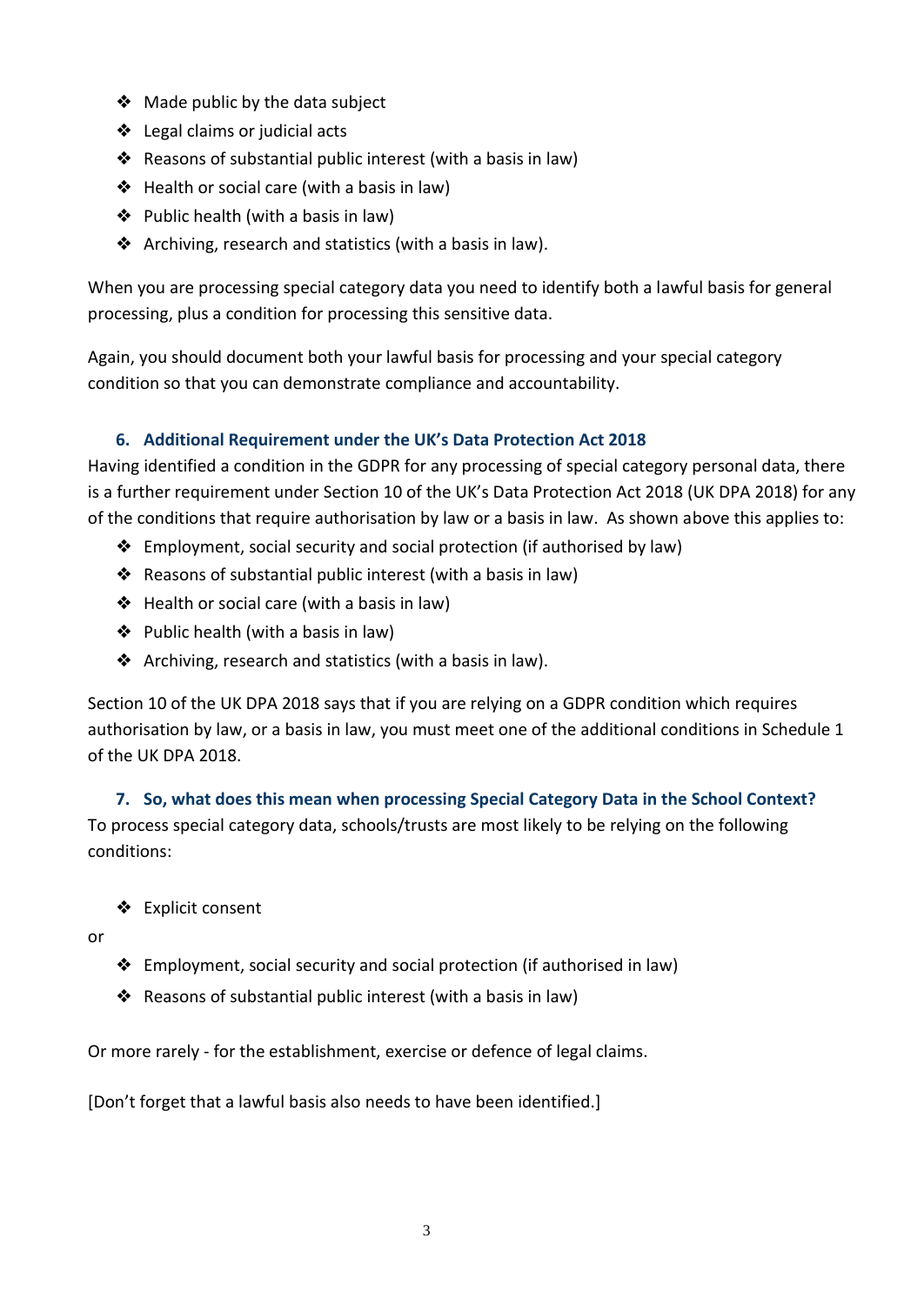- Made public by the data subject
- Legal claims or judicial acts
- Reasons of substantial public interest (with a basis in law)
- Health or social care (with a basis in law)
- Public health (with a basis in law)
- Archiving, research and statistics (with a basis in law).

When you are processing special category data you need to identify both a lawful basis for general processing, plus a condition for processing this sensitive data.

Again, you should document both your lawful basis for processing and your special category condition so that you can demonstrate compliance and accountability.

## 6. Additional Requirement under the UK's Data Protection Act 2018

Having identified a condition in the GDPR for any processing of special category personal data, there is a further requirement under Section 10 of the UK's Data Protection Act 2018 (UK DPA 2018) for any of the conditions that require authorisation by law or a basis in law. As shown above this applies to:

- Employment, social security and social protection (if authorised by law)
- Reasons of substantial public interest (with a basis in law)
- Health or social care (with a basis in law)
- Public health (with a basis in law)
- Archiving, research and statistics (with a basis in law).

Section 10 of the UK DPA 2018 says that if you are relying on a GDPR condition which requires authorisation by law, or a basis in law, you must meet one of the additional conditions in Schedule 1 of the UK DPA 2018.

## 7. So, what does this mean when processing Special Category Data in the School Context?

To process special category data, schools/trusts are most likely to be relying on the following conditions:

- Explicit consent

or

- Employment, social security and social protection (if authorised in law)
- Reasons of substantial public interest (with a basis in law)

Or more rarely - for the establishment, exercise or defence of legal claims.

[Don't forget that a lawful basis also needs to have been identified.]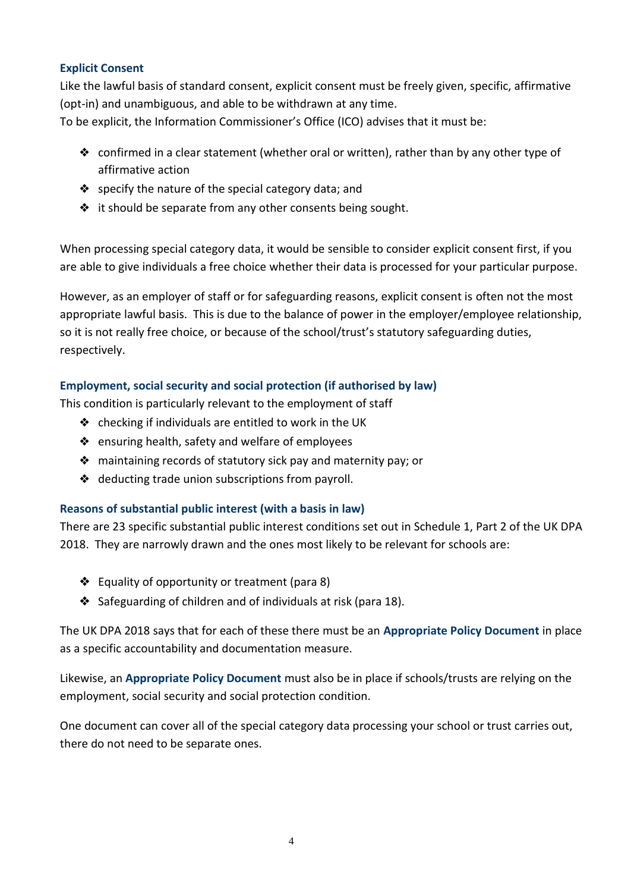### Explicit Consent

Like the lawful basis of standard consent, explicit consent must be freely given, specific, affirmative (opt-in) and unambiguous, and able to be withdrawn at any time.
To be explicit, the Information Commissioner's Office (ICO) advises that it must be:

- confirmed in a clear statement (whether oral or written), rather than by any other type of affirmative action
- specify the nature of the special category data; and
- it should be separate from any other consents being sought.

When processing special category data, it would be sensible to consider explicit consent first, if you are able to give individuals a free choice whether their data is processed for your particular purpose.

However, as an employer of staff or for safeguarding reasons, explicit consent is often not the most appropriate lawful basis. This is due to the balance of power in the employer/employee relationship, so it is not really free choice, or because of the school/trust's statutory safeguarding duties, respectively.

### Employment, social security and social protection (if authorised by law)

This condition is particularly relevant to the employment of staff

- checking if individuals are entitled to work in the UK
- ensuring health, safety and welfare of employees
- maintaining records of statutory sick pay and maternity pay; or
- deducting trade union subscriptions from payroll.

### Reasons of substantial public interest (with a basis in law)

There are 23 specific substantial public interest conditions set out in Schedule 1, Part 2 of the UK DPA 2018. They are narrowly drawn and the ones most likely to be relevant for schools are:

- Equality of opportunity or treatment (para 8)
- Safeguarding of children and of individuals at risk (para 18).

The UK DPA 2018 says that for each of these there must be an **Appropriate Policy Document** in place as a specific accountability and documentation measure.

Likewise, an **Appropriate Policy Document** must also be in place if schools/trusts are relying on the employment, social security and social protection condition.

One document can cover all of the special category data processing your school or trust carries out, there do not need to be separate ones.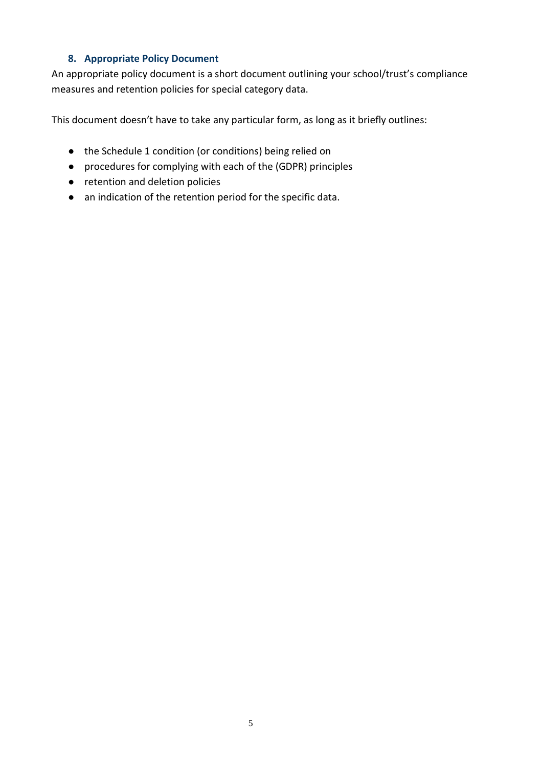## 8. Appropriate Policy Document

An appropriate policy document is a short document outlining your school/trust's compliance measures and retention policies for special category data.

This document doesn't have to take any particular form, as long as it briefly outlines:

- the Schedule 1 condition (or conditions) being relied on
- procedures for complying with each of the (GDPR) principles
- retention and deletion policies
- an indication of the retention period for the specific data.